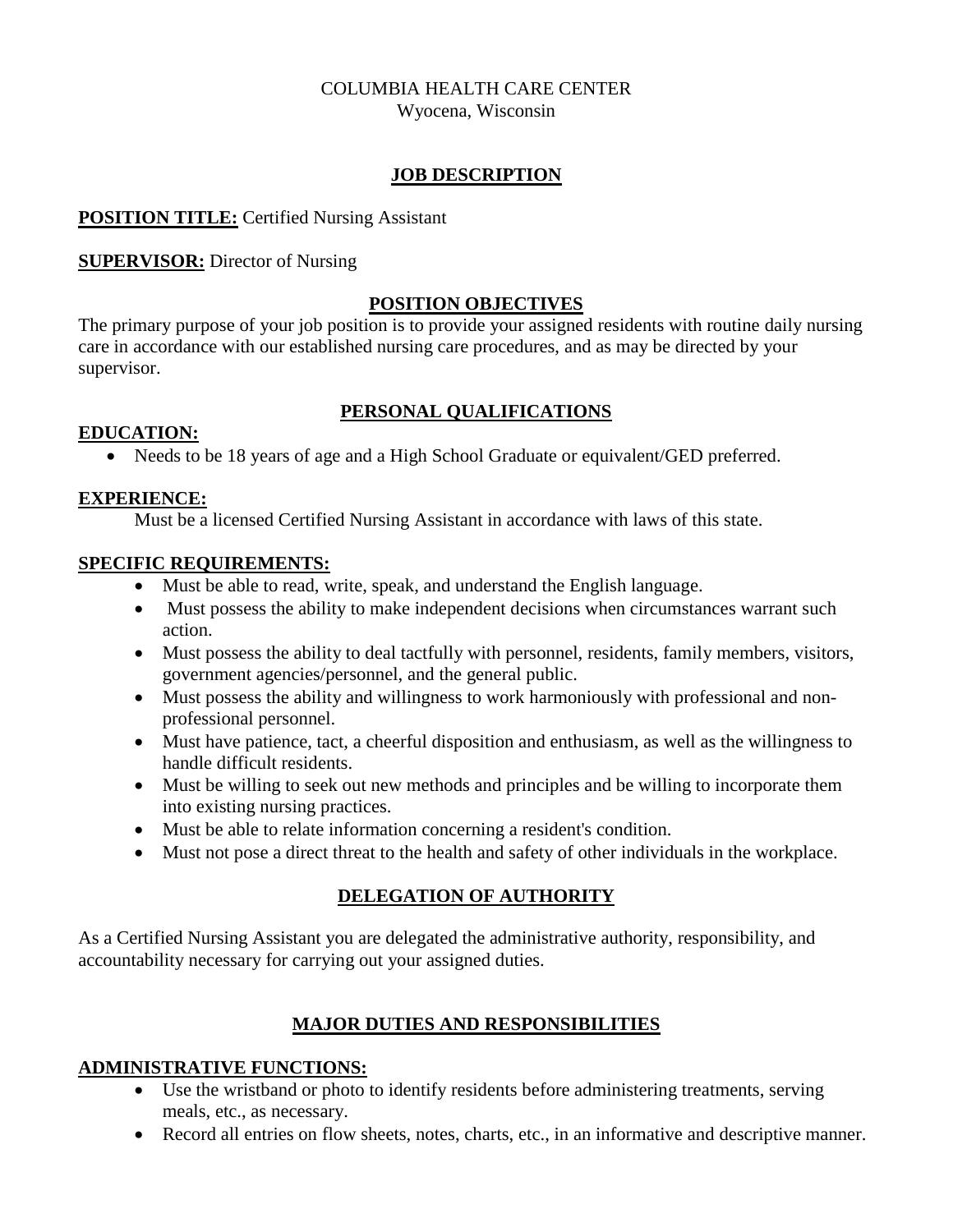COLUMBIA HEALTH CARE CENTER
Wyocena, Wisconsin

# JOB DESCRIPTION

**POSITION TITLE:** Certified Nursing Assistant

**SUPERVISOR:** Director of Nursing

## POSITION OBJECTIVES

The primary purpose of your job position is to provide your assigned residents with routine daily nursing care in accordance with our established nursing care procedures, and as may be directed by your supervisor.

## PERSONAL QUALIFICATIONS

### EDUCATION:

- Needs to be 18 years of age and a High School Graduate or equivalent/GED preferred.

### EXPERIENCE:

Must be a licensed Certified Nursing Assistant in accordance with laws of this state.

### SPECIFIC REQUIREMENTS:

- Must be able to read, write, speak, and understand the English language.
- Must possess the ability to make independent decisions when circumstances warrant such action.
- Must possess the ability to deal tactfully with personnel, residents, family members, visitors, government agencies/personnel, and the general public.
- Must possess the ability and willingness to work harmoniously with professional and non-professional personnel.
- Must have patience, tact, a cheerful disposition and enthusiasm, as well as the willingness to handle difficult residents.
- Must be willing to seek out new methods and principles and be willing to incorporate them into existing nursing practices.
- Must be able to relate information concerning a resident's condition.
- Must not pose a direct threat to the health and safety of other individuals in the workplace.

## DELEGATION OF AUTHORITY

As a Certified Nursing Assistant you are delegated the administrative authority, responsibility, and accountability necessary for carrying out your assigned duties.

## MAJOR DUTIES AND RESPONSIBILITIES

### ADMINISTRATIVE FUNCTIONS:

- Use the wristband or photo to identify residents before administering treatments, serving meals, etc., as necessary.
- Record all entries on flow sheets, notes, charts, etc., in an informative and descriptive manner.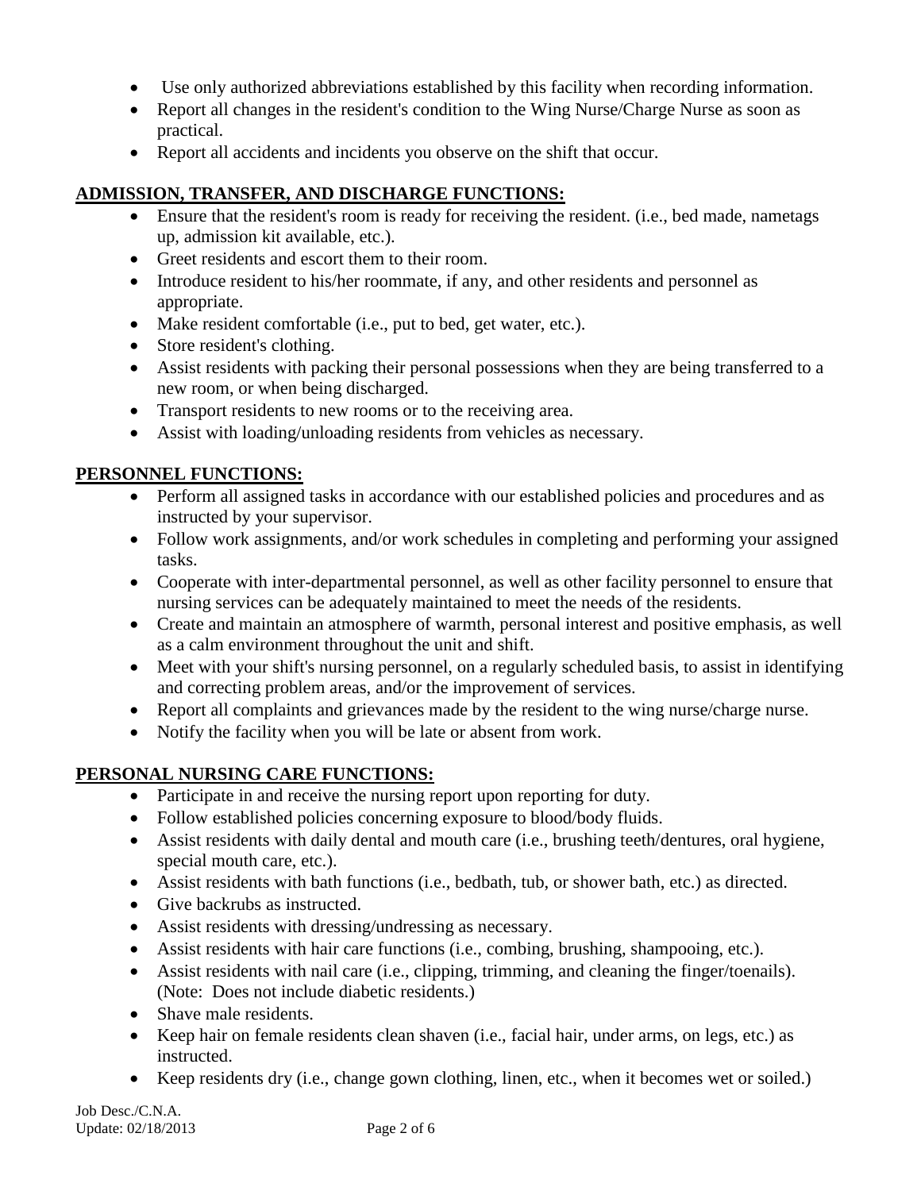- Use only authorized abbreviations established by this facility when recording information.
- Report all changes in the resident's condition to the Wing Nurse/Charge Nurse as soon as practical.
- Report all accidents and incidents you observe on the shift that occur.

## ADMISSION, TRANSFER, AND DISCHARGE FUNCTIONS:

- Ensure that the resident's room is ready for receiving the resident. (i.e., bed made, nametags up, admission kit available, etc.).
- Greet residents and escort them to their room.
- Introduce resident to his/her roommate, if any, and other residents and personnel as appropriate.
- Make resident comfortable (i.e., put to bed, get water, etc.).
- Store resident's clothing.
- Assist residents with packing their personal possessions when they are being transferred to a new room, or when being discharged.
- Transport residents to new rooms or to the receiving area.
- Assist with loading/unloading residents from vehicles as necessary.

## PERSONNEL FUNCTIONS:

- Perform all assigned tasks in accordance with our established policies and procedures and as instructed by your supervisor.
- Follow work assignments, and/or work schedules in completing and performing your assigned tasks.
- Cooperate with inter-departmental personnel, as well as other facility personnel to ensure that nursing services can be adequately maintained to meet the needs of the residents.
- Create and maintain an atmosphere of warmth, personal interest and positive emphasis, as well as a calm environment throughout the unit and shift.
- Meet with your shift's nursing personnel, on a regularly scheduled basis, to assist in identifying and correcting problem areas, and/or the improvement of services.
- Report all complaints and grievances made by the resident to the wing nurse/charge nurse.
- Notify the facility when you will be late or absent from work.

## PERSONAL NURSING CARE FUNCTIONS:

- Participate in and receive the nursing report upon reporting for duty.
- Follow established policies concerning exposure to blood/body fluids.
- Assist residents with daily dental and mouth care (i.e., brushing teeth/dentures, oral hygiene, special mouth care, etc.).
- Assist residents with bath functions (i.e., bedbath, tub, or shower bath, etc.) as directed.
- Give backrubs as instructed.
- Assist residents with dressing/undressing as necessary.
- Assist residents with hair care functions (i.e., combing, brushing, shampooing, etc.).
- Assist residents with nail care (i.e., clipping, trimming, and cleaning the finger/toenails). (Note: Does not include diabetic residents.)
- Shave male residents.
- Keep hair on female residents clean shaven (i.e., facial hair, under arms, on legs, etc.) as instructed.
- Keep residents dry (i.e., change gown clothing, linen, etc., when it becomes wet or soiled.)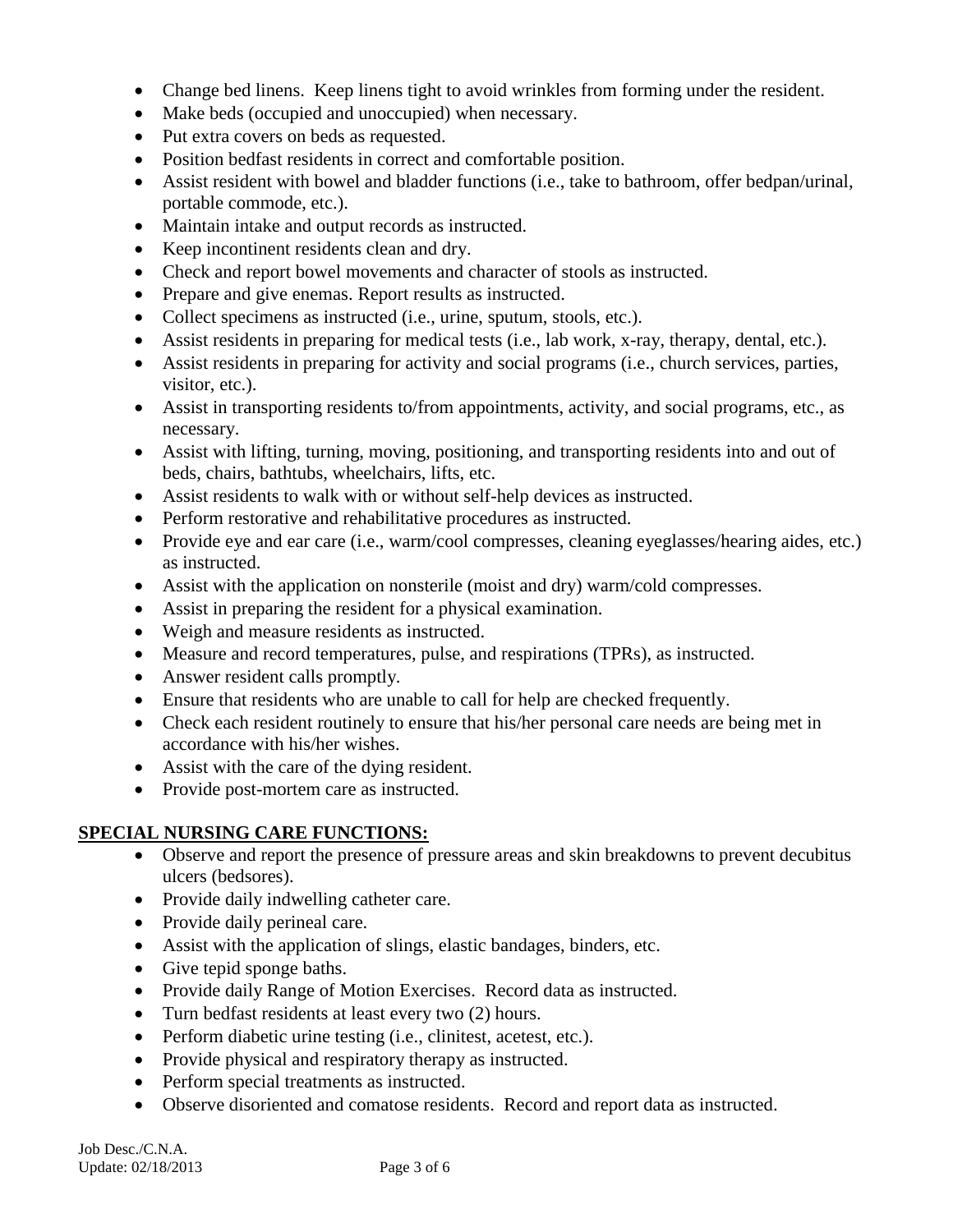- Change bed linens. Keep linens tight to avoid wrinkles from forming under the resident.
- Make beds (occupied and unoccupied) when necessary.
- Put extra covers on beds as requested.
- Position bedfast residents in correct and comfortable position.
- Assist resident with bowel and bladder functions (i.e., take to bathroom, offer bedpan/urinal, portable commode, etc.).
- Maintain intake and output records as instructed.
- Keep incontinent residents clean and dry.
- Check and report bowel movements and character of stools as instructed.
- Prepare and give enemas. Report results as instructed.
- Collect specimens as instructed (i.e., urine, sputum, stools, etc.).
- Assist residents in preparing for medical tests (i.e., lab work, x-ray, therapy, dental, etc.).
- Assist residents in preparing for activity and social programs (i.e., church services, parties, visitor, etc.).
- Assist in transporting residents to/from appointments, activity, and social programs, etc., as necessary.
- Assist with lifting, turning, moving, positioning, and transporting residents into and out of beds, chairs, bathtubs, wheelchairs, lifts, etc.
- Assist residents to walk with or without self-help devices as instructed.
- Perform restorative and rehabilitative procedures as instructed.
- Provide eye and ear care (i.e., warm/cool compresses, cleaning eyeglasses/hearing aides, etc.) as instructed.
- Assist with the application on nonsterile (moist and dry) warm/cold compresses.
- Assist in preparing the resident for a physical examination.
- Weigh and measure residents as instructed.
- Measure and record temperatures, pulse, and respirations (TPRs), as instructed.
- Answer resident calls promptly.
- Ensure that residents who are unable to call for help are checked frequently.
- Check each resident routinely to ensure that his/her personal care needs are being met in accordance with his/her wishes.
- Assist with the care of the dying resident.
- Provide post-mortem care as instructed.

**SPECIAL NURSING CARE FUNCTIONS:**

- Observe and report the presence of pressure areas and skin breakdowns to prevent decubitus ulcers (bedsores).
- Provide daily indwelling catheter care.
- Provide daily perineal care.
- Assist with the application of slings, elastic bandages, binders, etc.
- Give tepid sponge baths.
- Provide daily Range of Motion Exercises. Record data as instructed.
- Turn bedfast residents at least every two (2) hours.
- Perform diabetic urine testing (i.e., clinitest, acetest, etc.).
- Provide physical and respiratory therapy as instructed.
- Perform special treatments as instructed.
- Observe disoriented and comatose residents. Record and report data as instructed.

Job Desc./C.N.A.
Update: 02/18/2013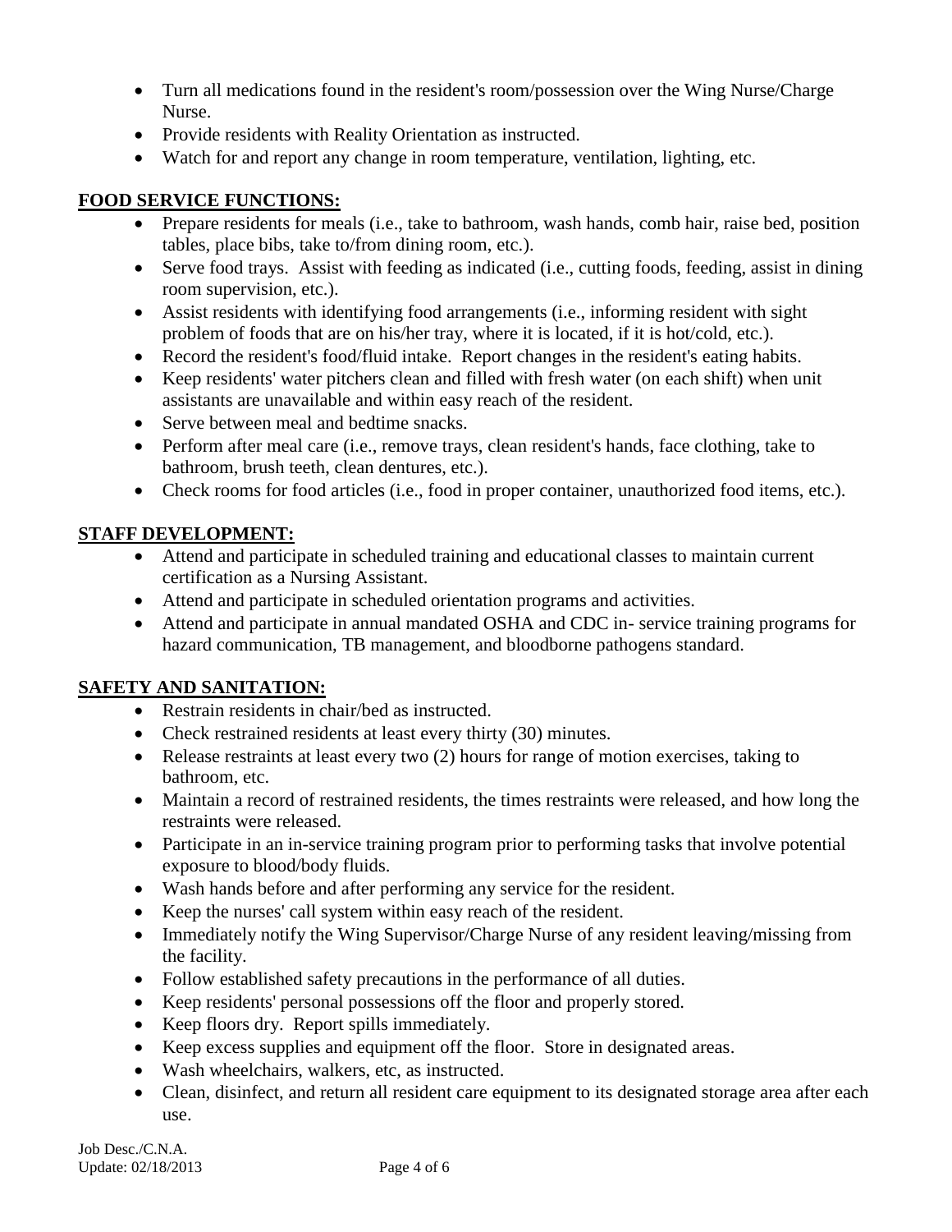- Turn all medications found in the resident's room/possession over the Wing Nurse/Charge Nurse.
- Provide residents with Reality Orientation as instructed.
- Watch for and report any change in room temperature, ventilation, lighting, etc.

## FOOD SERVICE FUNCTIONS:

- Prepare residents for meals (i.e., take to bathroom, wash hands, comb hair, raise bed, position tables, place bibs, take to/from dining room, etc.).
- Serve food trays. Assist with feeding as indicated (i.e., cutting foods, feeding, assist in dining room supervision, etc.).
- Assist residents with identifying food arrangements (i.e., informing resident with sight problem of foods that are on his/her tray, where it is located, if it is hot/cold, etc.).
- Record the resident's food/fluid intake. Report changes in the resident's eating habits.
- Keep residents' water pitchers clean and filled with fresh water (on each shift) when unit assistants are unavailable and within easy reach of the resident.
- Serve between meal and bedtime snacks.
- Perform after meal care (i.e., remove trays, clean resident's hands, face clothing, take to bathroom, brush teeth, clean dentures, etc.).
- Check rooms for food articles (i.e., food in proper container, unauthorized food items, etc.).

## STAFF DEVELOPMENT:

- Attend and participate in scheduled training and educational classes to maintain current certification as a Nursing Assistant.
- Attend and participate in scheduled orientation programs and activities.
- Attend and participate in annual mandated OSHA and CDC in- service training programs for hazard communication, TB management, and bloodborne pathogens standard.

## SAFETY AND SANITATION:

- Restrain residents in chair/bed as instructed.
- Check restrained residents at least every thirty (30) minutes.
- Release restraints at least every two (2) hours for range of motion exercises, taking to bathroom, etc.
- Maintain a record of restrained residents, the times restraints were released, and how long the restraints were released.
- Participate in an in-service training program prior to performing tasks that involve potential exposure to blood/body fluids.
- Wash hands before and after performing any service for the resident.
- Keep the nurses' call system within easy reach of the resident.
- Immediately notify the Wing Supervisor/Charge Nurse of any resident leaving/missing from the facility.
- Follow established safety precautions in the performance of all duties.
- Keep residents' personal possessions off the floor and properly stored.
- Keep floors dry. Report spills immediately.
- Keep excess supplies and equipment off the floor. Store in designated areas.
- Wash wheelchairs, walkers, etc, as instructed.
- Clean, disinfect, and return all resident care equipment to its designated storage area after each use.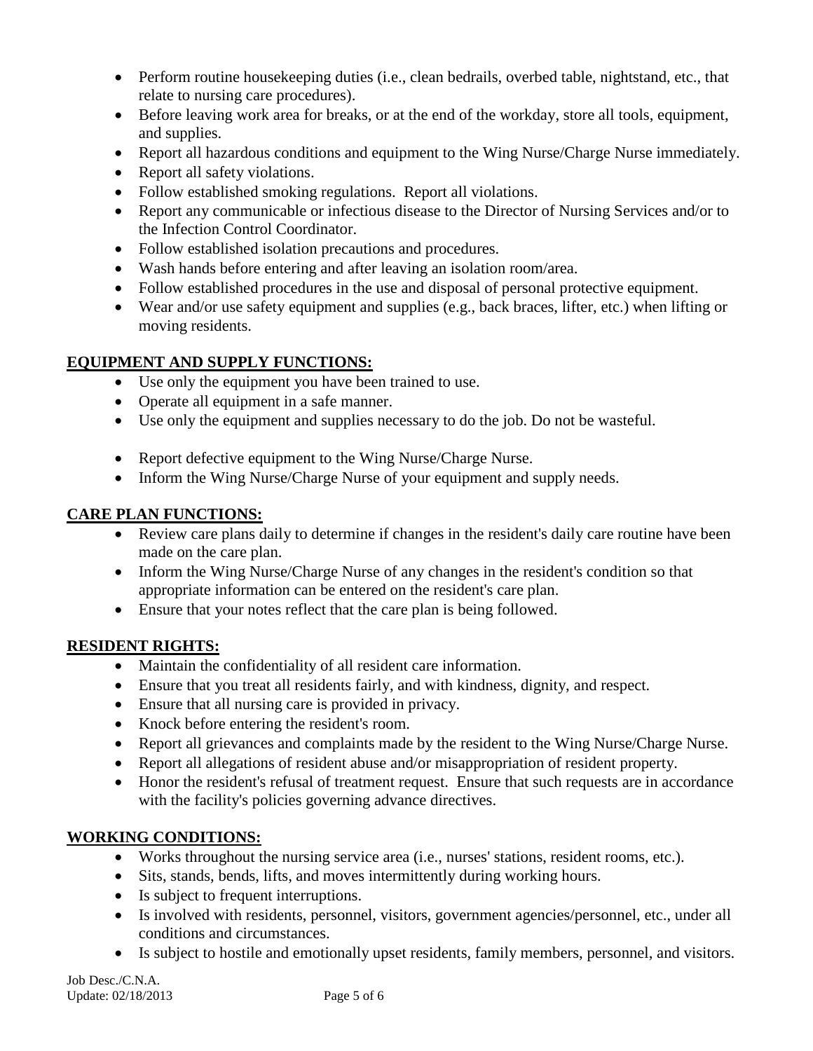- Perform routine housekeeping duties (i.e., clean bedrails, overbed table, nightstand, etc., that relate to nursing care procedures).
- Before leaving work area for breaks, or at the end of the workday, store all tools, equipment, and supplies.
- Report all hazardous conditions and equipment to the Wing Nurse/Charge Nurse immediately.
- Report all safety violations.
- Follow established smoking regulations. Report all violations.
- Report any communicable or infectious disease to the Director of Nursing Services and/or to the Infection Control Coordinator.
- Follow established isolation precautions and procedures.
- Wash hands before entering and after leaving an isolation room/area.
- Follow established procedures in the use and disposal of personal protective equipment.
- Wear and/or use safety equipment and supplies (e.g., back braces, lifter, etc.) when lifting or moving residents.

## EQUIPMENT AND SUPPLY FUNCTIONS:

- Use only the equipment you have been trained to use.
- Operate all equipment in a safe manner.
- Use only the equipment and supplies necessary to do the job. Do not be wasteful.
- Report defective equipment to the Wing Nurse/Charge Nurse.
- Inform the Wing Nurse/Charge Nurse of your equipment and supply needs.

## CARE PLAN FUNCTIONS:

- Review care plans daily to determine if changes in the resident's daily care routine have been made on the care plan.
- Inform the Wing Nurse/Charge Nurse of any changes in the resident's condition so that appropriate information can be entered on the resident's care plan.
- Ensure that your notes reflect that the care plan is being followed.

## RESIDENT RIGHTS:

- Maintain the confidentiality of all resident care information.
- Ensure that you treat all residents fairly, and with kindness, dignity, and respect.
- Ensure that all nursing care is provided in privacy.
- Knock before entering the resident's room.
- Report all grievances and complaints made by the resident to the Wing Nurse/Charge Nurse.
- Report all allegations of resident abuse and/or misappropriation of resident property.
- Honor the resident's refusal of treatment request. Ensure that such requests are in accordance with the facility's policies governing advance directives.

## WORKING CONDITIONS:

- Works throughout the nursing service area (i.e., nurses' stations, resident rooms, etc.).
- Sits, stands, bends, lifts, and moves intermittently during working hours.
- Is subject to frequent interruptions.
- Is involved with residents, personnel, visitors, government agencies/personnel, etc., under all conditions and circumstances.
- Is subject to hostile and emotionally upset residents, family members, personnel, and visitors.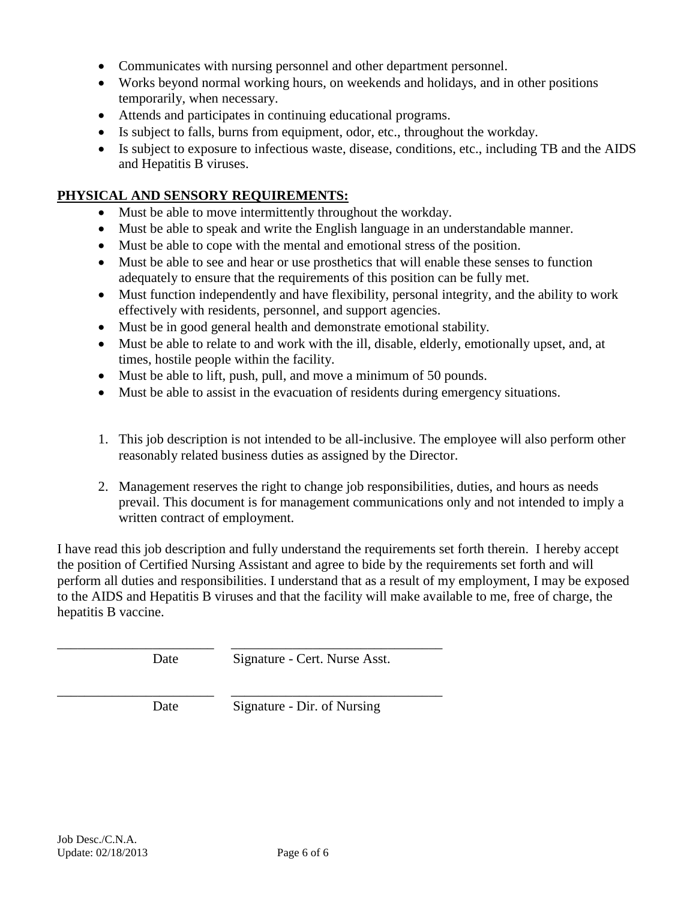- Communicates with nursing personnel and other department personnel.
- Works beyond normal working hours, on weekends and holidays, and in other positions temporarily, when necessary.
- Attends and participates in continuing educational programs.
- Is subject to falls, burns from equipment, odor, etc., throughout the workday.
- Is subject to exposure to infectious waste, disease, conditions, etc., including TB and the AIDS and Hepatitis B viruses.

**PHYSICAL AND SENSORY REQUIREMENTS:**

- Must be able to move intermittently throughout the workday.
- Must be able to speak and write the English language in an understandable manner.
- Must be able to cope with the mental and emotional stress of the position.
- Must be able to see and hear or use prosthetics that will enable these senses to function adequately to ensure that the requirements of this position can be fully met.
- Must function independently and have flexibility, personal integrity, and the ability to work effectively with residents, personnel, and support agencies.
- Must be in good general health and demonstrate emotional stability.
- Must be able to relate to and work with the ill, disable, elderly, emotionally upset, and, at times, hostile people within the facility.
- Must be able to lift, push, pull, and move a minimum of 50 pounds.
- Must be able to assist in the evacuation of residents during emergency situations.

1. This job description is not intended to be all-inclusive. The employee will also perform other reasonably related business duties as assigned by the Director.

2. Management reserves the right to change job responsibilities, duties, and hours as needs prevail. This document is for management communications only and not intended to imply a written contract of employment.

I have read this job description and fully understand the requirements set forth therein. I hereby accept the position of Certified Nursing Assistant and agree to bide by the requirements set forth and will perform all duties and responsibilities. I understand that as a result of my employment, I may be exposed to the AIDS and Hepatitis B viruses and that the facility will make available to me, free of charge, the hepatitis B vaccine.

_______________________ _______________________________

Date Signature - Cert. Nurse Asst.

_______________________ _______________________________

Date Signature - Dir. of Nursing

Job Desc./C.N.A.
Update: 02/18/2013